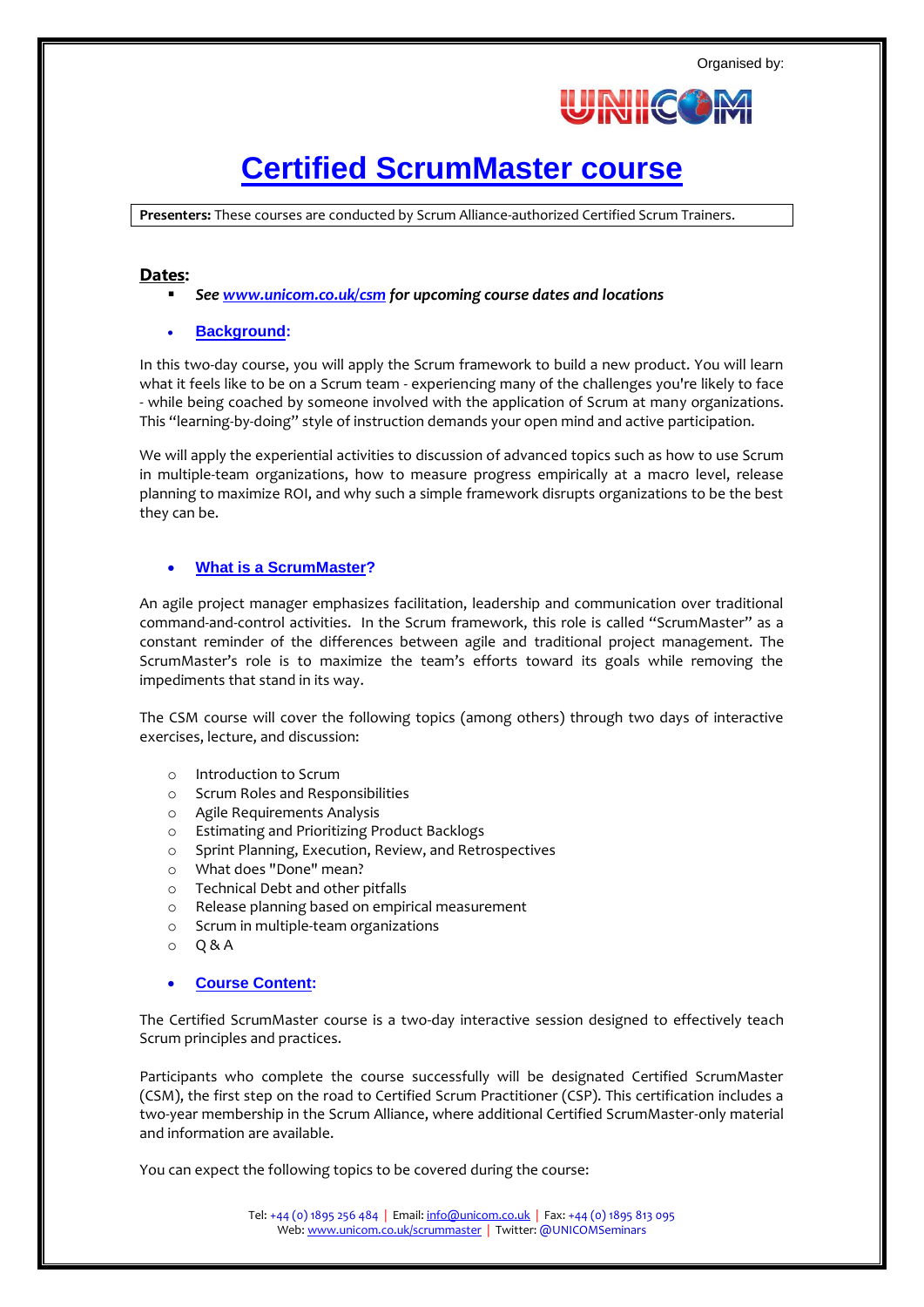Organised by:

UNICOM

# Certified ScrumMaster course

**Presenters:** These courses are conducted by Scrum Alliance-authorized Certified Scrum Trainers.

## Dates:

- ***See www.unicom.co.uk/csm for upcoming course dates and locations***

- **Background:**

In this two-day course, you will apply the Scrum framework to build a new product. You will learn what it feels like to be on a Scrum team - experiencing many of the challenges you're likely to face - while being coached by someone involved with the application of Scrum at many organizations. This "learning-by-doing" style of instruction demands your open mind and active participation.

We will apply the experiential activities to discussion of advanced topics such as how to use Scrum in multiple-team organizations, how to measure progress empirically at a macro level, release planning to maximize ROI, and why such a simple framework disrupts organizations to be the best they can be.

- **What is a ScrumMaster?**

An agile project manager emphasizes facilitation, leadership and communication over traditional command-and-control activities. In the Scrum framework, this role is called "ScrumMaster" as a constant reminder of the differences between agile and traditional project management. The ScrumMaster's role is to maximize the team's efforts toward its goals while removing the impediments that stand in its way.

The CSM course will cover the following topics (among others) through two days of interactive exercises, lecture, and discussion:

- Introduction to Scrum
- Scrum Roles and Responsibilities
- Agile Requirements Analysis
- Estimating and Prioritizing Product Backlogs
- Sprint Planning, Execution, Review, and Retrospectives
- What does "Done" mean?
- Technical Debt and other pitfalls
- Release planning based on empirical measurement
- Scrum in multiple-team organizations
- Q & A

- **Course Content:**

The Certified ScrumMaster course is a two-day interactive session designed to effectively teach Scrum principles and practices.

Participants who complete the course successfully will be designated Certified ScrumMaster (CSM), the first step on the road to Certified Scrum Practitioner (CSP). This certification includes a two-year membership in the Scrum Alliance, where additional Certified ScrumMaster-only material and information are available.

You can expect the following topics to be covered during the course:

Tel: +44 (0) 1895 256 484 | Email: info@unicom.co.uk | Fax: +44 (0) 1895 813 095
Web: www.unicom.co.uk/scrummaster | Twitter: @UNICOMSeminars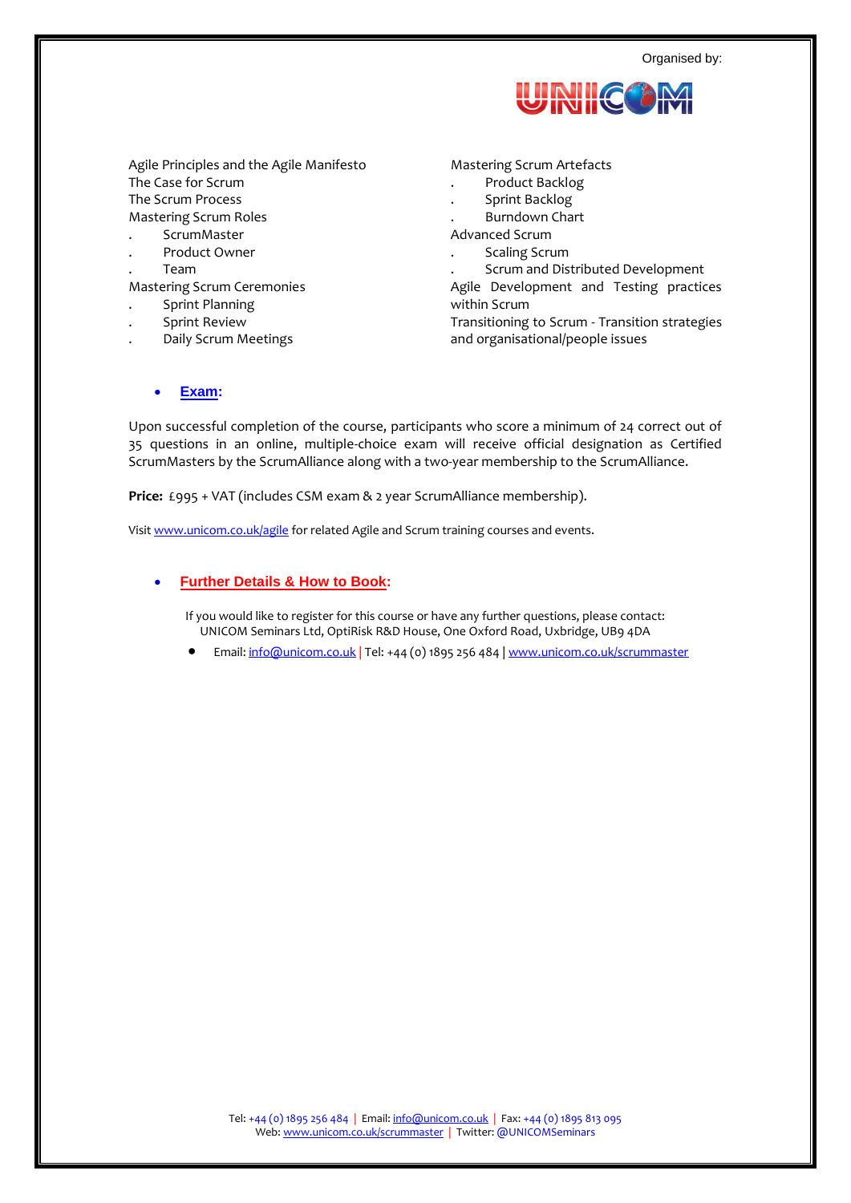Organised by:

Agile Principles and the Agile Manifesto
The Case for Scrum
The Scrum Process
Mastering Scrum Roles

- ScrumMaster
- Product Owner
- Team

Mastering Scrum Ceremonies

- Sprint Planning
- Sprint Review
- Daily Scrum Meetings

Mastering Scrum Artefacts

- Product Backlog
- Sprint Backlog
- Burndown Chart

Advanced Scrum

- Scaling Scrum
- Scrum and Distributed Development

Agile Development and Testing practices within Scrum
Transitioning to Scrum - Transition strategies and organisational/people issues

- **Exam:**

Upon successful completion of the course, participants who score a minimum of 24 correct out of 35 questions in an online, multiple-choice exam will receive official designation as Certified ScrumMasters by the ScrumAlliance along with a two-year membership to the ScrumAlliance.

**Price:** £995 + VAT (includes CSM exam & 2 year ScrumAlliance membership).

Visit www.unicom.co.uk/agile for related Agile and Scrum training courses and events.

- **Further Details & How to Book:**

If you would like to register for this course or have any further questions, please contact:
UNICOM Seminars Ltd, OptiRisk R&D House, One Oxford Road, Uxbridge, UB9 4DA

- Email: info@unicom.co.uk | Tel: +44 (0) 1895 256 484 | www.unicom.co.uk/scrummaster

Tel: +44 (0) 1895 256 484 | Email: info@unicom.co.uk | Fax: +44 (0) 1895 813 095
Web: www.unicom.co.uk/scrummaster | Twitter: @UNICOMSeminars